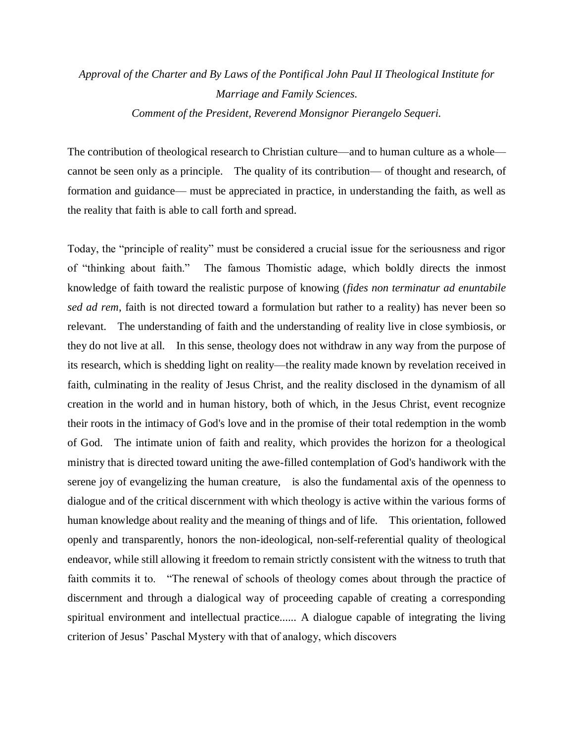*Approval of the Charter and By Laws of the Pontifical John Paul II Theological Institute for Marriage and Family Sciences.*
*Comment of the President, Reverend Monsignor Pierangelo Sequeri.*

The contribution of theological research to Christian culture—and to human culture as a whole—cannot be seen only as a principle. The quality of its contribution— of thought and research, of formation and guidance— must be appreciated in practice, in understanding the faith, as well as the reality that faith is able to call forth and spread.

Today, the "principle of reality" must be considered a crucial issue for the seriousness and rigor of "thinking about faith." The famous Thomistic adage, which boldly directs the inmost knowledge of faith toward the realistic purpose of knowing (*fides non terminatur ad enuntabile sed ad rem*, faith is not directed toward a formulation but rather to a reality) has never been so relevant. The understanding of faith and the understanding of reality live in close symbiosis, or they do not live at all. In this sense, theology does not withdraw in any way from the purpose of its research, which is shedding light on reality—the reality made known by revelation received in faith, culminating in the reality of Jesus Christ, and the reality disclosed in the dynamism of all creation in the world and in human history, both of which, in the Jesus Christ, event recognize their roots in the intimacy of God's love and in the promise of their total redemption in the womb of God. The intimate union of faith and reality, which provides the horizon for a theological ministry that is directed toward uniting the awe-filled contemplation of God's handiwork with the serene joy of evangelizing the human creature, is also the fundamental axis of the openness to dialogue and of the critical discernment with which theology is active within the various forms of human knowledge about reality and the meaning of things and of life. This orientation, followed openly and transparently, honors the non-ideological, non-self-referential quality of theological endeavor, while still allowing it freedom to remain strictly consistent with the witness to truth that faith commits it to. "The renewal of schools of theology comes about through the practice of discernment and through a dialogical way of proceeding capable of creating a corresponding spiritual environment and intellectual practice...... A dialogue capable of integrating the living criterion of Jesus' Paschal Mystery with that of analogy, which discovers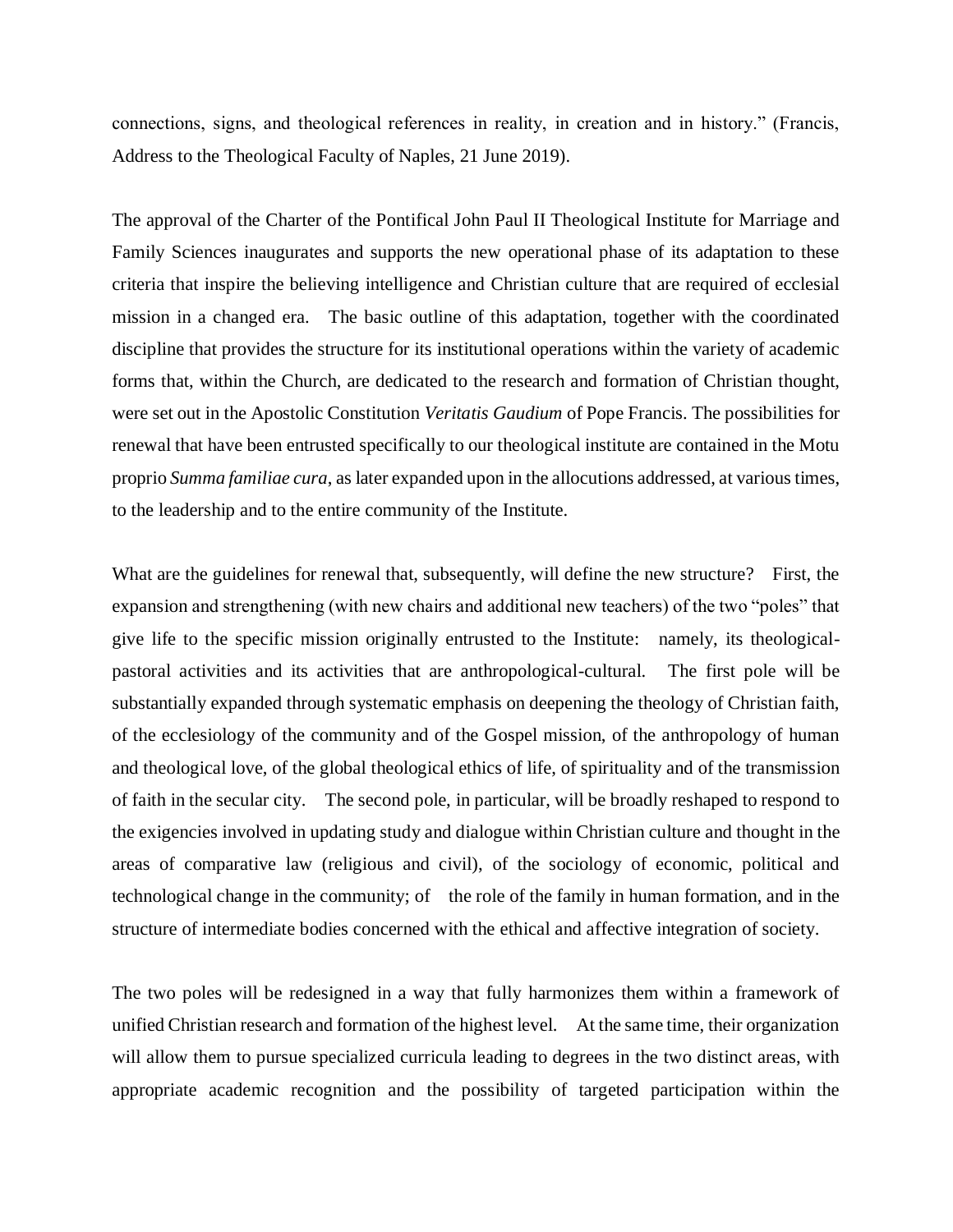connections, signs, and theological references in reality, in creation and in history." (Francis, Address to the Theological Faculty of Naples, 21 June 2019).

The approval of the Charter of the Pontifical John Paul II Theological Institute for Marriage and Family Sciences inaugurates and supports the new operational phase of its adaptation to these criteria that inspire the believing intelligence and Christian culture that are required of ecclesial mission in a changed era. The basic outline of this adaptation, together with the coordinated discipline that provides the structure for its institutional operations within the variety of academic forms that, within the Church, are dedicated to the research and formation of Christian thought, were set out in the Apostolic Constitution *Veritatis Gaudium* of Pope Francis. The possibilities for renewal that have been entrusted specifically to our theological institute are contained in the Motu proprio *Summa familiae cura*, as later expanded upon in the allocutions addressed, at various times, to the leadership and to the entire community of the Institute.

What are the guidelines for renewal that, subsequently, will define the new structure? First, the expansion and strengthening (with new chairs and additional new teachers) of the two "poles" that give life to the specific mission originally entrusted to the Institute: namely, its theological-pastoral activities and its activities that are anthropological-cultural. The first pole will be substantially expanded through systematic emphasis on deepening the theology of Christian faith, of the ecclesiology of the community and of the Gospel mission, of the anthropology of human and theological love, of the global theological ethics of life, of spirituality and of the transmission of faith in the secular city. The second pole, in particular, will be broadly reshaped to respond to the exigencies involved in updating study and dialogue within Christian culture and thought in the areas of comparative law (religious and civil), of the sociology of economic, political and technological change in the community; of the role of the family in human formation, and in the structure of intermediate bodies concerned with the ethical and affective integration of society.

The two poles will be redesigned in a way that fully harmonizes them within a framework of unified Christian research and formation of the highest level. At the same time, their organization will allow them to pursue specialized curricula leading to degrees in the two distinct areas, with appropriate academic recognition and the possibility of targeted participation within the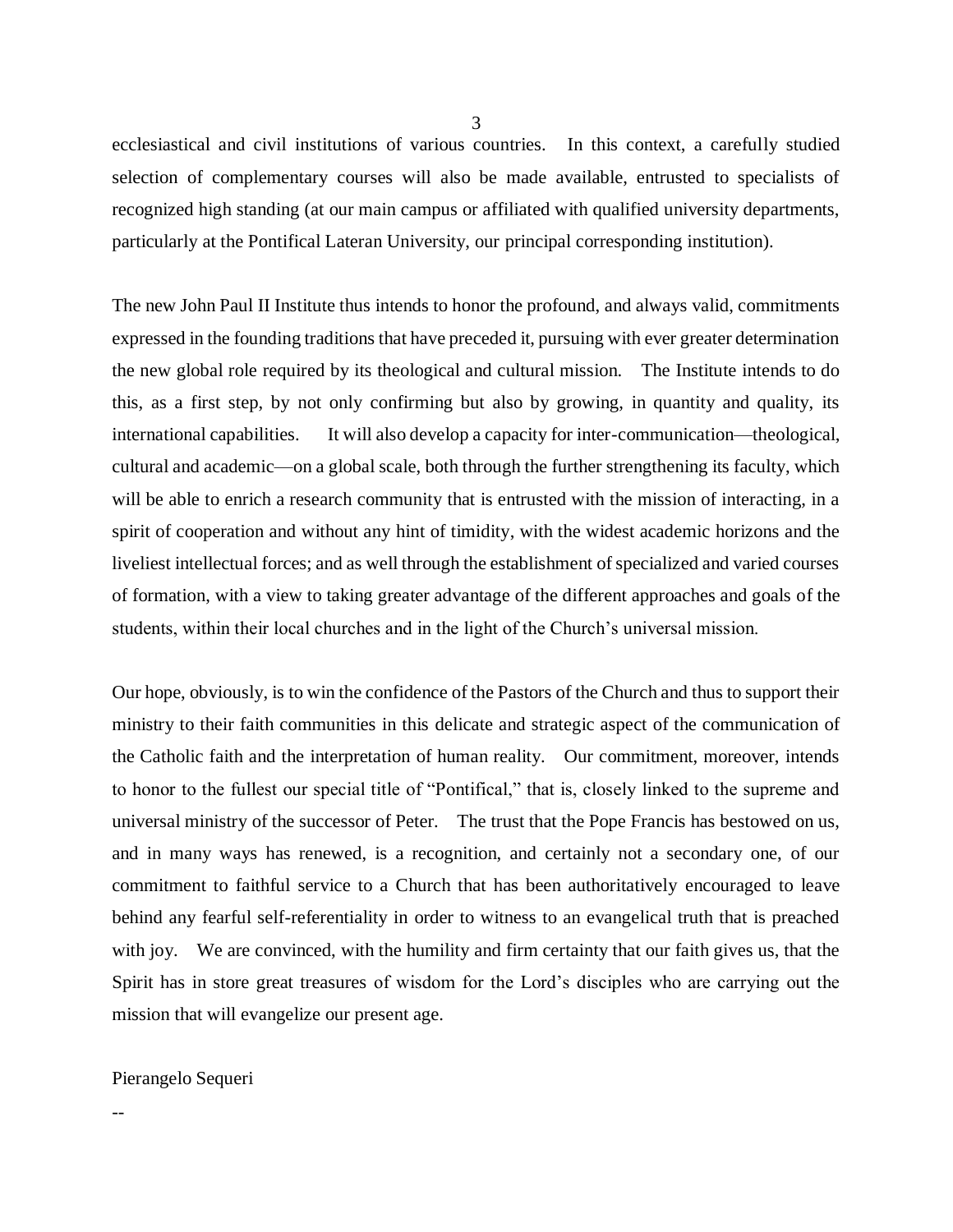ecclesiastical and civil institutions of various countries. In this context, a carefully studied selection of complementary courses will also be made available, entrusted to specialists of recognized high standing (at our main campus or affiliated with qualified university departments, particularly at the Pontifical Lateran University, our principal corresponding institution).

The new John Paul II Institute thus intends to honor the profound, and always valid, commitments expressed in the founding traditions that have preceded it, pursuing with ever greater determination the new global role required by its theological and cultural mission. The Institute intends to do this, as a first step, by not only confirming but also by growing, in quantity and quality, its international capabilities. It will also develop a capacity for inter-communication—theological, cultural and academic—on a global scale, both through the further strengthening its faculty, which will be able to enrich a research community that is entrusted with the mission of interacting, in a spirit of cooperation and without any hint of timidity, with the widest academic horizons and the liveliest intellectual forces; and as well through the establishment of specialized and varied courses of formation, with a view to taking greater advantage of the different approaches and goals of the students, within their local churches and in the light of the Church's universal mission.

Our hope, obviously, is to win the confidence of the Pastors of the Church and thus to support their ministry to their faith communities in this delicate and strategic aspect of the communication of the Catholic faith and the interpretation of human reality. Our commitment, moreover, intends to honor to the fullest our special title of "Pontifical," that is, closely linked to the supreme and universal ministry of the successor of Peter. The trust that the Pope Francis has bestowed on us, and in many ways has renewed, is a recognition, and certainly not a secondary one, of our commitment to faithful service to a Church that has been authoritatively encouraged to leave behind any fearful self-referentiality in order to witness to an evangelical truth that is preached with joy. We are convinced, with the humility and firm certainty that our faith gives us, that the Spirit has in store great treasures of wisdom for the Lord's disciples who are carrying out the mission that will evangelize our present age.

Pierangelo Sequeri

--